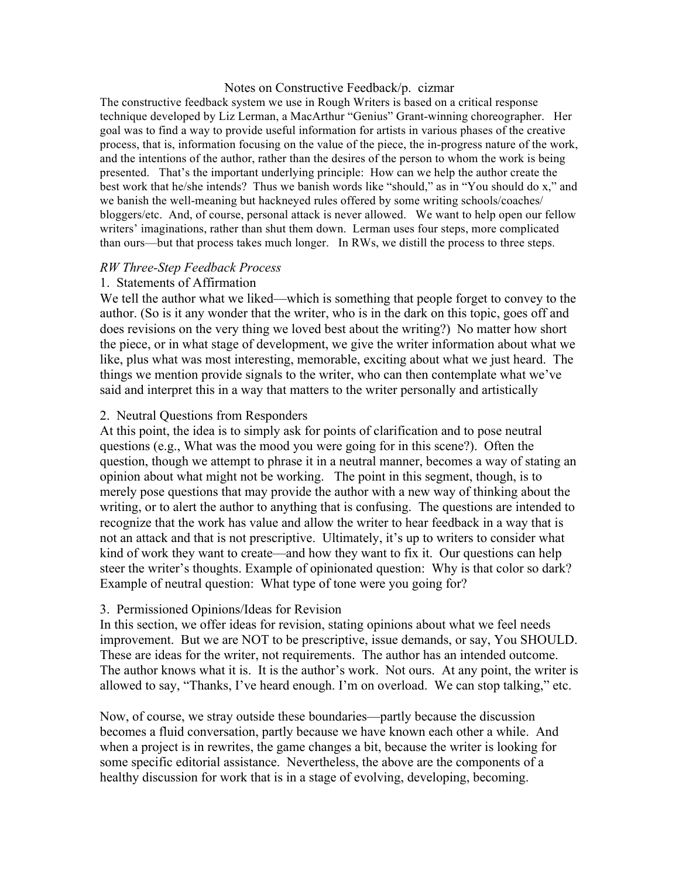# Notes on Constructive Feedback/p. cizmar

The constructive feedback system we use in Rough Writers is based on a critical response technique developed by Liz Lerman, a MacArthur "Genius" Grant-winning choreographer. Her goal was to find a way to provide useful information for artists in various phases of the creative process, that is, information focusing on the value of the piece, the in-progress nature of the work, and the intentions of the author, rather than the desires of the person to whom the work is being presented. That's the important underlying principle: How can we help the author create the best work that he/she intends? Thus we banish words like "should," as in "You should do x," and we banish the well-meaning but hackneyed rules offered by some writing schools/coaches/bloggers/etc. And, of course, personal attack is never allowed. We want to help open our fellow writers' imaginations, rather than shut them down. Lerman uses four steps, more complicated than ours—but that process takes much longer. In RWs, we distill the process to three steps.

*RW Three-Step Feedback Process*

1. Statements of Affirmation

We tell the author what we liked—which is something that people forget to convey to the author. (So is it any wonder that the writer, who is in the dark on this topic, goes off and does revisions on the very thing we loved best about the writing?) No matter how short the piece, or in what stage of development, we give the writer information about what we like, plus what was most interesting, memorable, exciting about what we just heard. The things we mention provide signals to the writer, who can then contemplate what we've said and interpret this in a way that matters to the writer personally and artistically

2. Neutral Questions from Responders

At this point, the idea is to simply ask for points of clarification and to pose neutral questions (e.g., What was the mood you were going for in this scene?). Often the question, though we attempt to phrase it in a neutral manner, becomes a way of stating an opinion about what might not be working. The point in this segment, though, is to merely pose questions that may provide the author with a new way of thinking about the writing, or to alert the author to anything that is confusing. The questions are intended to recognize that the work has value and allow the writer to hear feedback in a way that is not an attack and that is not prescriptive. Ultimately, it's up to writers to consider what kind of work they want to create—and how they want to fix it. Our questions can help steer the writer's thoughts. Example of opinionated question: Why is that color so dark? Example of neutral question: What type of tone were you going for?

3. Permissioned Opinions/Ideas for Revision

In this section, we offer ideas for revision, stating opinions about what we feel needs improvement. But we are NOT to be prescriptive, issue demands, or say, You SHOULD. These are ideas for the writer, not requirements. The author has an intended outcome. The author knows what it is. It is the author's work. Not ours. At any point, the writer is allowed to say, "Thanks, I've heard enough. I'm on overload. We can stop talking," etc.

Now, of course, we stray outside these boundaries—partly because the discussion becomes a fluid conversation, partly because we have known each other a while. And when a project is in rewrites, the game changes a bit, because the writer is looking for some specific editorial assistance. Nevertheless, the above are the components of a healthy discussion for work that is in a stage of evolving, developing, becoming.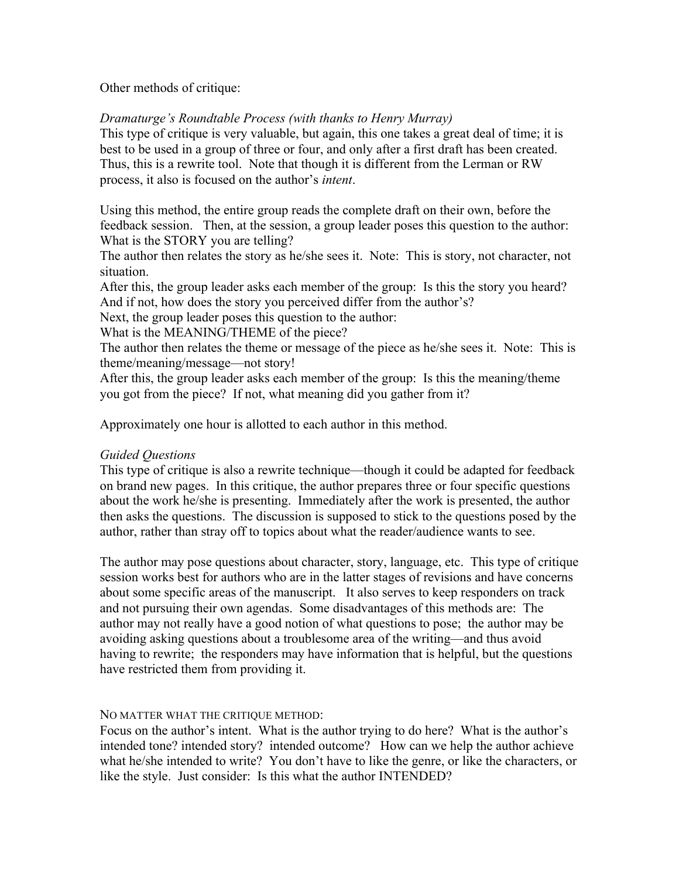Other methods of critique:

*Dramaturge's Roundtable Process (with thanks to Henry Murray)*

This type of critique is very valuable, but again, this one takes a great deal of time; it is best to be used in a group of three or four, and only after a first draft has been created. Thus, this is a rewrite tool. Note that though it is different from the Lerman or RW process, it also is focused on the author's *intent*.

Using this method, the entire group reads the complete draft on their own, before the feedback session. Then, at the session, a group leader poses this question to the author: What is the STORY you are telling?

The author then relates the story as he/she sees it. Note: This is story, not character, not situation.

After this, the group leader asks each member of the group: Is this the story you heard? And if not, how does the story you perceived differ from the author's?

Next, the group leader poses this question to the author:

What is the MEANING/THEME of the piece?

The author then relates the theme or message of the piece as he/she sees it. Note: This is theme/meaning/message—not story!

After this, the group leader asks each member of the group: Is this the meaning/theme you got from the piece? If not, what meaning did you gather from it?

Approximately one hour is allotted to each author in this method.

*Guided Questions*

This type of critique is also a rewrite technique—though it could be adapted for feedback on brand new pages. In this critique, the author prepares three or four specific questions about the work he/she is presenting. Immediately after the work is presented, the author then asks the questions. The discussion is supposed to stick to the questions posed by the author, rather than stray off to topics about what the reader/audience wants to see.

The author may pose questions about character, story, language, etc. This type of critique session works best for authors who are in the latter stages of revisions and have concerns about some specific areas of the manuscript. It also serves to keep responders on track and not pursuing their own agendas. Some disadvantages of this methods are: The author may not really have a good notion of what questions to pose; the author may be avoiding asking questions about a troublesome area of the writing—and thus avoid having to rewrite; the responders may have information that is helpful, but the questions have restricted them from providing it.

NO MATTER WHAT THE CRITIQUE METHOD:

Focus on the author's intent. What is the author trying to do here? What is the author's intended tone? intended story? intended outcome? How can we help the author achieve what he/she intended to write? You don't have to like the genre, or like the characters, or like the style. Just consider: Is this what the author INTENDED?